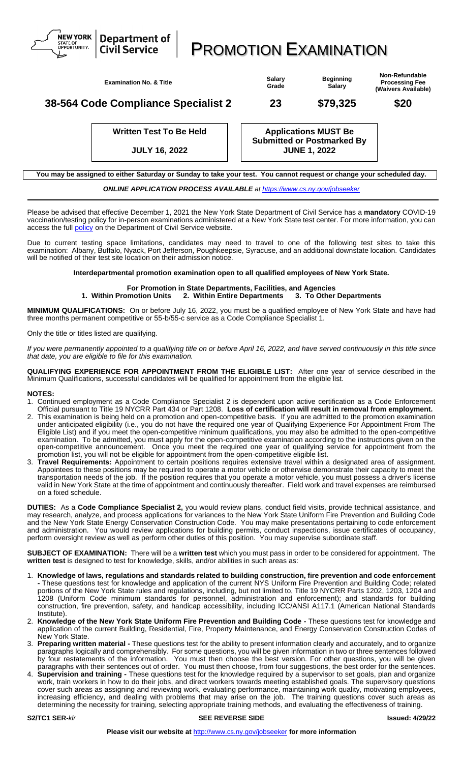**NEW YORK STATE OF OPPORTUNITY. | Department of Civil Service**

# PROMOTION EXAMINATION

| Examination No. & Title | Salary Grade | Beginning Salary | Non-Refundable Processing Fee (Waivers Available) |
|---|---|---|---|
| **38-564 Code Compliance Specialist 2** | **23** | **$79,325** | **$20** |

| Written Test To Be Held | Applications MUST Be Submitted or Postmarked By |
|---|---|
| **JULY 16, 2022** | **JUNE 1, 2022** |

**You may be assigned to either Saturday or Sunday to take your test. You cannot request or change your scheduled day.**

***ONLINE APPLICATION PROCESS AVAILABLE** at https://www.cs.ny.gov/jobseeker*

Please be advised that effective December 1, 2021 the New York State Department of Civil Service has a **mandatory** COVID-19 vaccination/testing policy for in-person examinations administered at a New York State test center. For more information, you can access the full policy on the Department of Civil Service website.

Due to current testing space limitations, candidates may need to travel to one of the following test sites to take this examination: Albany, Buffalo, Nyack, Port Jefferson, Poughkeepsie, Syracuse, and an additional downstate location. Candidates will be notified of their test site location on their admission notice.

**Interdepartmental promotion examination open to all qualified employees of New York State.**

**For Promotion in State Departments, Facilities, and Agencies**
**1. Within Promotion Units 2. Within Entire Departments 3. To Other Departments**

**MINIMUM QUALIFICATIONS:** On or before July 16, 2022, you must be a qualified employee of New York State and have had three months permanent competitive or 55-b/55-c service as a Code Compliance Specialist 1.

Only the title or titles listed are qualifying.

*If you were permanently appointed to a qualifying title on or before April 16, 2022, and have served continuously in this title since that date, you are eligible to file for this examination.*

**QUALIFYING EXPERIENCE FOR APPOINTMENT FROM THE ELIGIBLE LIST:** After one year of service described in the Minimum Qualifications, successful candidates will be qualified for appointment from the eligible list.

**NOTES:**

1. Continued employment as a Code Compliance Specialist 2 is dependent upon active certification as a Code Enforcement Official pursuant to Title 19 NYCRR Part 434 or Part 1208. **Loss of certification will result in removal from employment.**
2. This examination is being held on a promotion and open-competitive basis. If you are admitted to the promotion examination under anticipated eligibility (i.e., you do not have the required one year of Qualifying Experience For Appointment From The Eligible List) and if you meet the open-competitive minimum qualifications, you may also be admitted to the open-competitive examination. To be admitted, you must apply for the open-competitive examination according to the instructions given on the open-competitive announcement. Once you meet the required one year of qualifying service for appointment from the promotion list, you will not be eligible for appointment from the open-competitive eligible list.
3. **Travel Requirements:** Appointment to certain positions requires extensive travel within a designated area of assignment. Appointees to these positions may be required to operate a motor vehicle or otherwise demonstrate their capacity to meet the transportation needs of the job. If the position requires that you operate a motor vehicle, you must possess a driver's license valid in New York State at the time of appointment and continuously thereafter. Field work and travel expenses are reimbursed on a fixed schedule.

**DUTIES:** As a **Code Compliance Specialist 2,** you would review plans, conduct field visits, provide technical assistance, and may research, analyze, and process applications for variances to the New York State Uniform Fire Prevention and Building Code and the New York State Energy Conservation Construction Code. You may make presentations pertaining to code enforcement and administration. You would review applications for building permits, conduct inspections, issue certificates of occupancy, perform oversight review as well as perform other duties of this position. You may supervise subordinate staff.

**SUBJECT OF EXAMINATION:** There will be a **written test** which you must pass in order to be considered for appointment. The **written test** is designed to test for knowledge, skills, and/or abilities in such areas as:

1. **Knowledge of laws, regulations and standards related to building construction, fire prevention and code enforcement -** These questions test for knowledge and application of the current NYS Uniform Fire Prevention and Building Code; related portions of the New York State rules and regulations, including, but not limited to, Title 19 NYCRR Parts 1202, 1203, 1204 and 1208 (Uniform Code minimum standards for personnel, administration and enforcement); and standards for building construction, fire prevention, safety, and handicap accessibility, including ICC/ANSI A117.1 (American National Standards Institute).
2. **Knowledge of the New York State Uniform Fire Prevention and Building Code -** These questions test for knowledge and application of the current Building, Residential, Fire, Property Maintenance, and Energy Conservation Construction Codes of New York State.
3. **Preparing written material -** These questions test for the ability to present information clearly and accurately, and to organize paragraphs logically and comprehensibly. For some questions, you will be given information in two or three sentences followed by four restatements of the information. You must then choose the best version. For other questions, you will be given paragraphs with their sentences out of order. You must then choose, from four suggestions, the best order for the sentences.
4. **Supervision and training -** These questions test for the knowledge required by a supervisor to set goals, plan and organize work, train workers in how to do their jobs, and direct workers towards meeting established goals. The supervisory questions cover such areas as assigning and reviewing work, evaluating performance, maintaining work quality, motivating employees, increasing efficiency, and dealing with problems that may arise on the job. The training questions cover such areas as determining the necessity for training, selecting appropriate training methods, and evaluating the effectiveness of training.

**S2/TC1 SER-***klr* **SEE REVERSE SIDE** **Issued: 4/29/22**

**Please visit our website at** http://www.cs.ny.gov/jobseeker **for more information**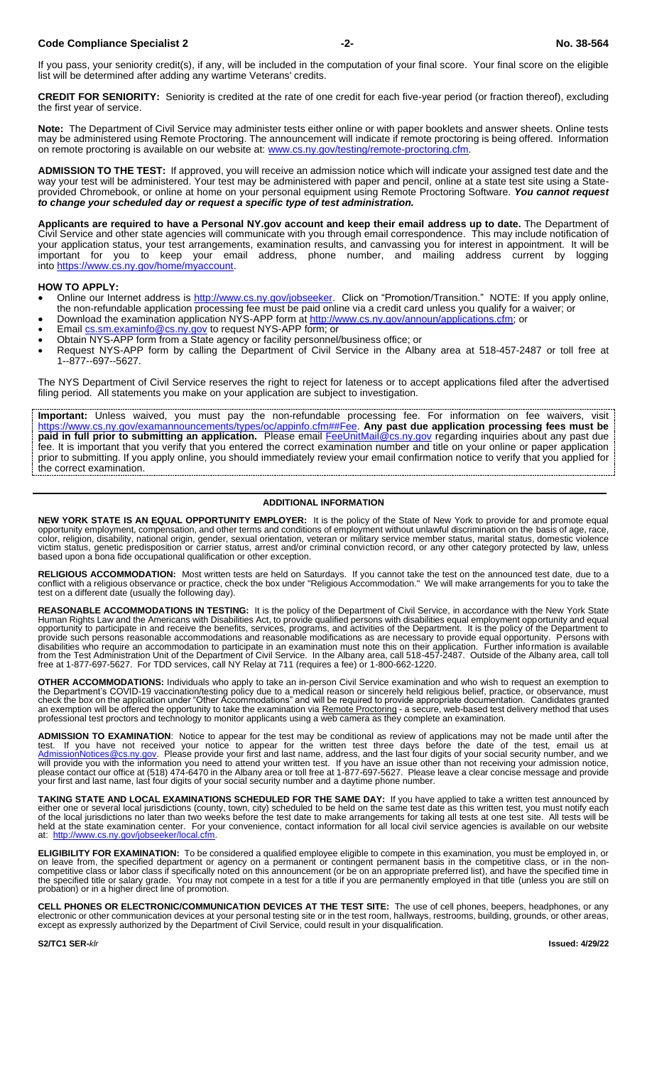If you pass, your seniority credit(s), if any, will be included in the computation of your final score. Your final score on the eligible list will be determined after adding any wartime Veterans' credits.

**CREDIT FOR SENIORITY:** Seniority is credited at the rate of one credit for each five-year period (or fraction thereof), excluding the first year of service.

**Note:** The Department of Civil Service may administer tests either online or with paper booklets and answer sheets. Online tests may be administered using Remote Proctoring. The announcement will indicate if remote proctoring is being offered. Information on remote proctoring is available on our website at: www.cs.ny.gov/testing/remote-proctoring.cfm.

**ADMISSION TO THE TEST:** If approved, you will receive an admission notice which will indicate your assigned test date and the way your test will be administered. Your test may be administered with paper and pencil, online at a test site using a State-provided Chromebook, or online at home on your personal equipment using Remote Proctoring Software. ***You cannot request to change your scheduled day or request a specific type of test administration.***

**Applicants are required to have a Personal NY.gov account and keep their email address up to date.** The Department of Civil Service and other state agencies will communicate with you through email correspondence. This may include notification of your application status, your test arrangements, examination results, and canvassing you for interest in appointment. It will be important for you to keep your email address, phone number, and mailing address current by logging into https://www.cs.ny.gov/home/myaccount.

**HOW TO APPLY:**

- Online our Internet address is http://www.cs.ny.gov/jobseeker. Click on "Promotion/Transition." NOTE: If you apply online, the non-refundable application processing fee must be paid online via a credit card unless you qualify for a waiver; or
- Download the examination application NYS-APP form at http://www.cs.ny.gov/announ/applications.cfm; or
- Email cs.sm.examinfo@cs.ny.gov to request NYS-APP form; or
- Obtain NYS-APP form from a State agency or facility personnel/business office; or
- Request NYS-APP form by calling the Department of Civil Service in the Albany area at 518-457-2487 or toll free at 1--877--697--5627.

The NYS Department of Civil Service reserves the right to reject for lateness or to accept applications filed after the advertised filing period. All statements you make on your application are subject to investigation.

**Important:** Unless waived, you must pay the non-refundable processing fee. For information on fee waivers, visit https://www.cs.ny.gov/examannouncements/types/oc/appinfo.cfm##Fee. **Any past due application processing fees must be paid in full prior to submitting an application.** Please email FeeUnitMail@cs.ny.gov regarding inquiries about any past due fee. It is important that you verify that you entered the correct examination number and title on your online or paper application prior to submitting. If you apply online, you should immediately review your email confirmation notice to verify that you applied for the correct examination.

## ADDITIONAL INFORMATION

**NEW YORK STATE IS AN EQUAL OPPORTUNITY EMPLOYER:** It is the policy of the State of New York to provide for and promote equal opportunity employment, compensation, and other terms and conditions of employment without unlawful discrimination on the basis of age, race, color, religion, disability, national origin, gender, sexual orientation, veteran or military service member status, marital status, domestic violence victim status, genetic predisposition or carrier status, arrest and/or criminal conviction record, or any other category protected by law, unless based upon a bona fide occupational qualification or other exception.

**RELIGIOUS ACCOMMODATION:** Most written tests are held on Saturdays. If you cannot take the test on the announced test date, due to a conflict with a religious observance or practice, check the box under "Religious Accommodation." We will make arrangements for you to take the test on a different date (usually the following day).

**REASONABLE ACCOMMODATIONS IN TESTING:** It is the policy of the Department of Civil Service, in accordance with the New York State Human Rights Law and the Americans with Disabilities Act, to provide qualified persons with disabilities equal employment opportunity and equal opportunity to participate in and receive the benefits, services, programs, and activities of the Department. It is the policy of the Department to provide such persons reasonable accommodations and reasonable modifications as are necessary to provide equal opportunity. Persons with disabilities who require an accommodation to participate in an examination must note this on their application. Further information is available from the Test Administration Unit of the Department of Civil Service. In the Albany area, call 518-457-2487. Outside of the Albany area, call toll free at 1-877-697-5627. For TDD services, call NY Relay at 711 (requires a fee) or 1-800-662-1220.

**OTHER ACCOMMODATIONS:** Individuals who apply to take an in-person Civil Service examination and who wish to request an exemption to the Department's COVID-19 vaccination/testing policy due to a medical reason or sincerely held religious belief, practice, or observance, must check the box on the application under "Other Accommodations" and will be required to provide appropriate documentation. Candidates granted an exemption will be offered the opportunity to take the examination via Remote Proctoring - a secure, web-based test delivery method that uses professional test proctors and technology to monitor applicants using a web camera as they complete an examination.

**ADMISSION TO EXAMINATION:** Notice to appear for the test may be conditional as review of applications may not be made until after the test. If you have not received your notice to appear for the written test three days before the date of the test, email us at AdmissionNotices@cs.ny.gov. Please provide your first and last name, address, and the last four digits of your social security number, and we will provide you with the information you need to attend your written test. If you have an issue other than not receiving your admission notice, please contact our office at (518) 474-6470 in the Albany area or toll free at 1-877-697-5627. Please leave a clear concise message and provide your first and last name, last four digits of your social security number and a daytime phone number.

**TAKING STATE AND LOCAL EXAMINATIONS SCHEDULED FOR THE SAME DAY:** If you have applied to take a written test announced by either one or several local jurisdictions (county, town, city) scheduled to be held on the same test date as this written test, you must notify each of the local jurisdictions no later than two weeks before the test date to make arrangements for taking all tests at one test site. All tests will be held at the state examination center. For your convenience, contact information for all local civil service agencies is available on our website at: http://www.cs.ny.gov/jobseeker/local.cfm.

**ELIGIBILITY FOR EXAMINATION:** To be considered a qualified employee eligible to compete in this examination, you must be employed in, or on leave from, the specified department or agency on a permanent or contingent permanent basis in the competitive class, or in the non-competitive class or labor class if specifically noted on this announcement (or be on an appropriate preferred list), and have the specified time in the specified title or salary grade. You may not compete in a test for a title if you are permanently employed in that title (unless you are still on probation) or in a higher direct line of promotion.

**CELL PHONES OR ELECTRONIC/COMMUNICATION DEVICES AT THE TEST SITE:** The use of cell phones, beepers, headphones, or any electronic or other communication devices at your personal testing site or in the test room, hallways, restrooms, building, grounds, or other areas, except as expressly authorized by the Department of Civil Service, could result in your disqualification.

**S2/TC1 SER-*klr*** **Issued: 4/29/22**